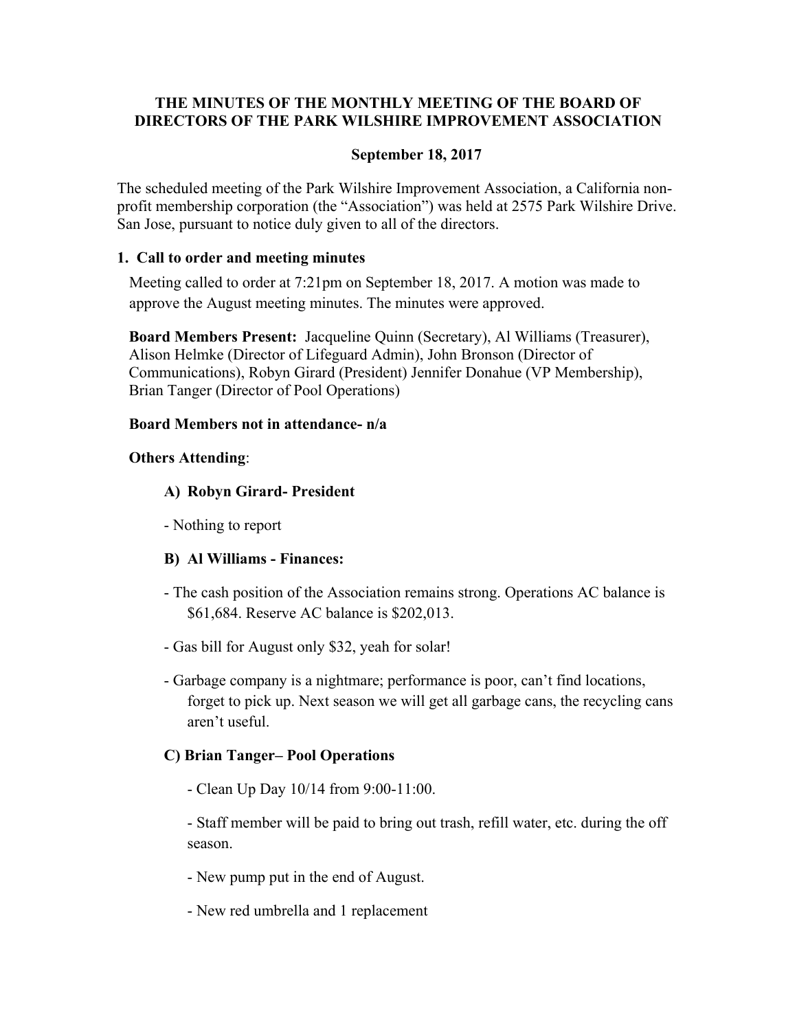**THE MINUTES OF THE MONTHLY MEETING OF THE BOARD OF DIRECTORS OF THE PARK WILSHIRE IMPROVEMENT ASSOCIATION**

**September 18, 2017**

The scheduled meeting of the Park Wilshire Improvement Association, a California non-profit membership corporation (the "Association") was held at 2575 Park Wilshire Drive. San Jose, pursuant to notice duly given to all of the directors.

**1. Call to order and meeting minutes**

Meeting called to order at 7:21pm on September 18, 2017. A motion was made to approve the August meeting minutes. The minutes were approved.

**Board Members Present:** Jacqueline Quinn (Secretary), Al Williams (Treasurer), Alison Helmke (Director of Lifeguard Admin), John Bronson (Director of Communications), Robyn Girard (President) Jennifer Donahue (VP Membership), Brian Tanger (Director of Pool Operations)

**Board Members not in attendance- n/a**

**Others Attending**:

**A) Robyn Girard- President**

- Nothing to report

**B) Al Williams - Finances:**

- The cash position of the Association remains strong. Operations AC balance is $61,684. Reserve AC balance is $202,013.
- Gas bill for August only $32, yeah for solar!
- Garbage company is a nightmare; performance is poor, can't find locations, forget to pick up. Next season we will get all garbage cans, the recycling cans aren't useful.

**C) Brian Tanger– Pool Operations**

- Clean Up Day 10/14 from 9:00-11:00.
- Staff member will be paid to bring out trash, refill water, etc. during the off season.
- New pump put in the end of August.
- New red umbrella and 1 replacement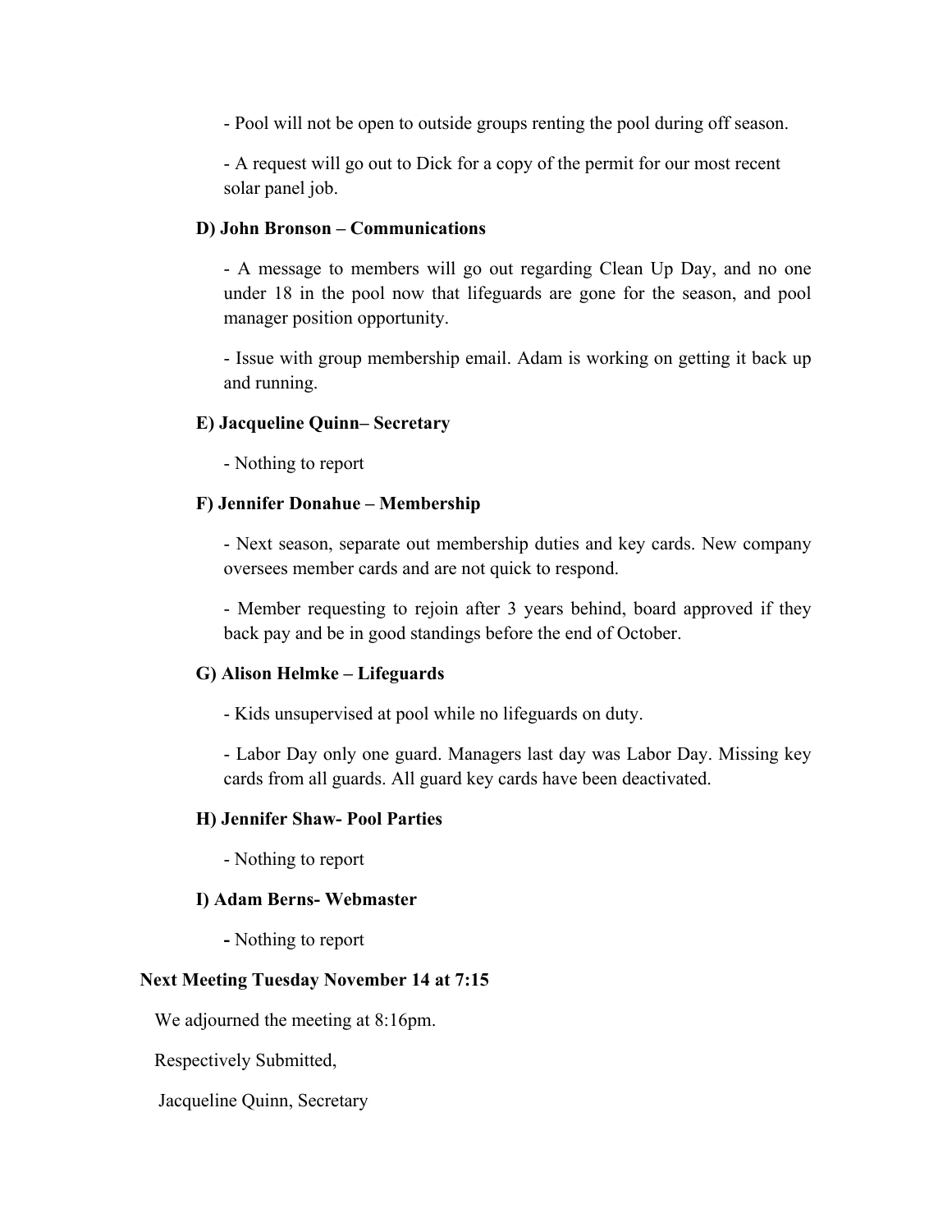- Pool will not be open to outside groups renting the pool during off season.

- A request will go out to Dick for a copy of the permit for our most recent solar panel job.

**D) John Bronson – Communications**

- A message to members will go out regarding Clean Up Day, and no one under 18 in the pool now that lifeguards are gone for the season, and pool manager position opportunity.

- Issue with group membership email. Adam is working on getting it back up and running.

**E) Jacqueline Quinn– Secretary**

- Nothing to report

**F) Jennifer Donahue – Membership**

- Next season, separate out membership duties and key cards. New company oversees member cards and are not quick to respond.

- Member requesting to rejoin after 3 years behind, board approved if they back pay and be in good standings before the end of October.

**G) Alison Helmke – Lifeguards**

- Kids unsupervised at pool while no lifeguards on duty.

- Labor Day only one guard. Managers last day was Labor Day. Missing key cards from all guards. All guard key cards have been deactivated.

**H) Jennifer Shaw- Pool Parties**

- Nothing to report

**I) Adam Berns- Webmaster**

**-** Nothing to report

**Next Meeting Tuesday November 14 at 7:15**

We adjourned the meeting at 8:16pm.

Respectively Submitted,

Jacqueline Quinn, Secretary